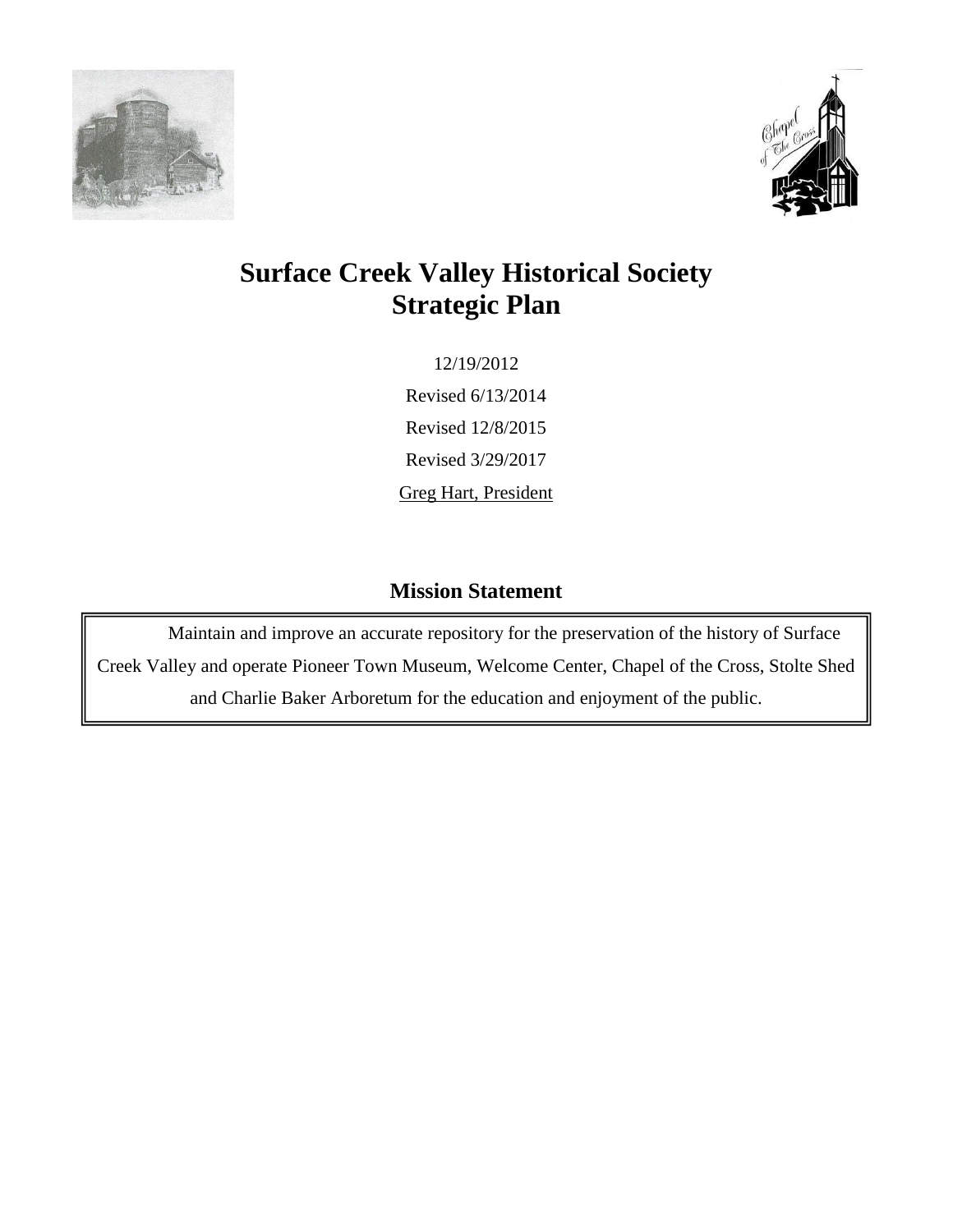# Surface Creek Valley Historical Society Strategic Plan

12/19/2012

Revised 6/13/2014

Revised 12/8/2015

Revised 3/29/2017

Greg Hart, President

## Mission Statement

Maintain and improve an accurate repository for the preservation of the history of Surface Creek Valley and operate Pioneer Town Museum, Welcome Center, Chapel of the Cross, Stolte Shed and Charlie Baker Arboretum for the education and enjoyment of the public.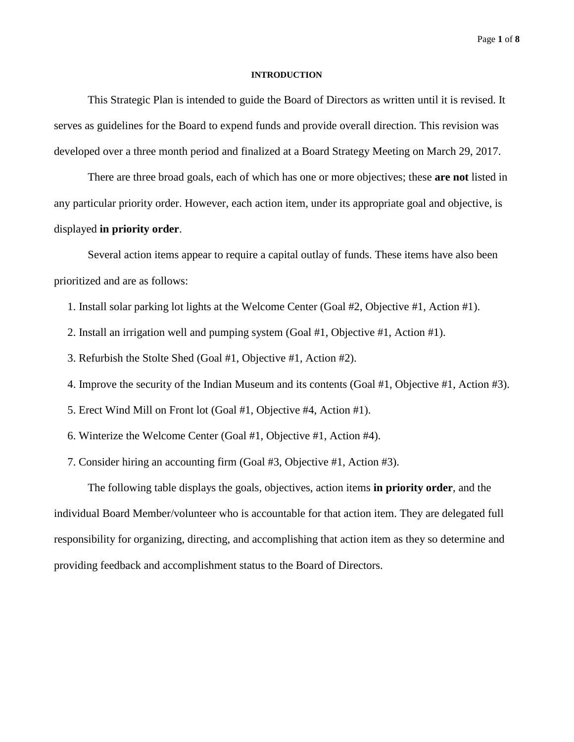## INTRODUCTION

This Strategic Plan is intended to guide the Board of Directors as written until it is revised. It serves as guidelines for the Board to expend funds and provide overall direction. This revision was developed over a three month period and finalized at a Board Strategy Meeting on March 29, 2017.

There are three broad goals, each of which has one or more objectives; these **are not** listed in any particular priority order. However, each action item, under its appropriate goal and objective, is displayed **in priority order**.

Several action items appear to require a capital outlay of funds. These items have also been prioritized and are as follows:

1. Install solar parking lot lights at the Welcome Center (Goal #2, Objective #1, Action #1).
2. Install an irrigation well and pumping system (Goal #1, Objective #1, Action #1).
3. Refurbish the Stolte Shed (Goal #1, Objective #1, Action #2).
4. Improve the security of the Indian Museum and its contents (Goal #1, Objective #1, Action #3).
5. Erect Wind Mill on Front lot (Goal #1, Objective #4, Action #1).
6. Winterize the Welcome Center (Goal #1, Objective #1, Action #4).
7. Consider hiring an accounting firm (Goal #3, Objective #1, Action #3).

The following table displays the goals, objectives, action items **in priority order**, and the individual Board Member/volunteer who is accountable for that action item. They are delegated full responsibility for organizing, directing, and accomplishing that action item as they so determine and providing feedback and accomplishment status to the Board of Directors.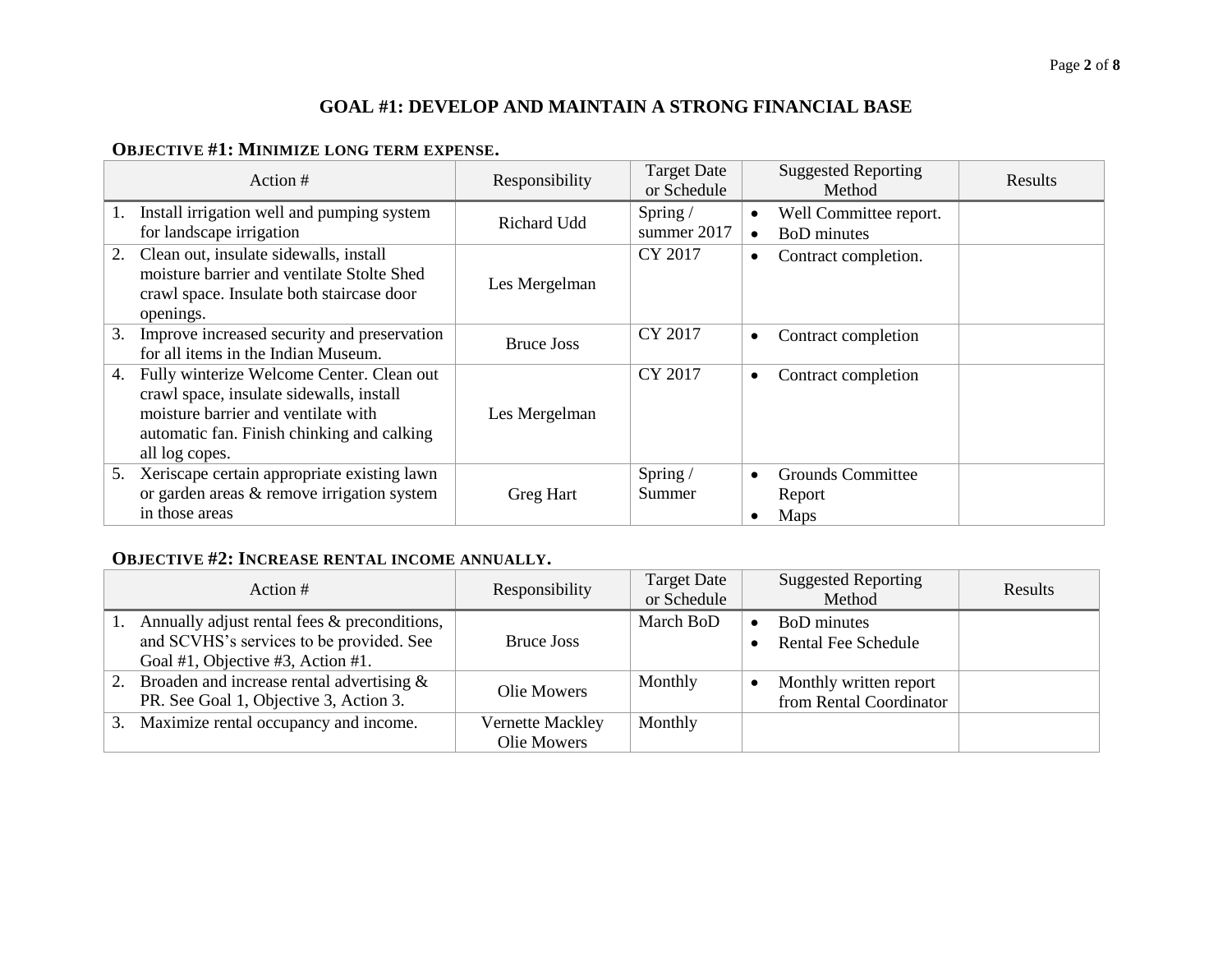# GOAL #1: DEVELOP AND MAINTAIN A STRONG FINANCIAL BASE

## OBJECTIVE #1: MINIMIZE LONG TERM EXPENSE.

| Action # | Responsibility | Target Date or Schedule | Suggested Reporting Method | Results |
|---|---|---|---|---|
| 1. Install irrigation well and pumping system for landscape irrigation | Richard Udd | Spring / summer 2017 | • Well Committee report.<br>• BoD minutes | |
| 2. Clean out, insulate sidewalls, install moisture barrier and ventilate Stolte Shed crawl space. Insulate both staircase door openings. | Les Mergelman | CY 2017 | • Contract completion. | |
| 3. Improve increased security and preservation for all items in the Indian Museum. | Bruce Joss | CY 2017 | • Contract completion | |
| 4. Fully winterize Welcome Center. Clean out crawl space, insulate sidewalls, install moisture barrier and ventilate with automatic fan. Finish chinking and calking all log copes. | Les Mergelman | CY 2017 | • Contract completion | |
| 5. Xeriscape certain appropriate existing lawn or garden areas & remove irrigation system in those areas | Greg Hart | Spring / Summer | • Grounds Committee Report<br>• Maps | |

## OBJECTIVE #2: INCREASE RENTAL INCOME ANNUALLY.

| Action # | Responsibility | Target Date or Schedule | Suggested Reporting Method | Results |
|---|---|---|---|---|
| 1. Annually adjust rental fees & preconditions, and SCVHS's services to be provided. See Goal #1, Objective #3, Action #1. | Bruce Joss | March BoD | • BoD minutes<br>• Rental Fee Schedule | |
| 2. Broaden and increase rental advertising & PR. See Goal 1, Objective 3, Action 3. | Olie Mowers | Monthly | • Monthly written report from Rental Coordinator | |
| 3. Maximize rental occupancy and income. | Vernette Mackley<br>Olie Mowers | Monthly | | |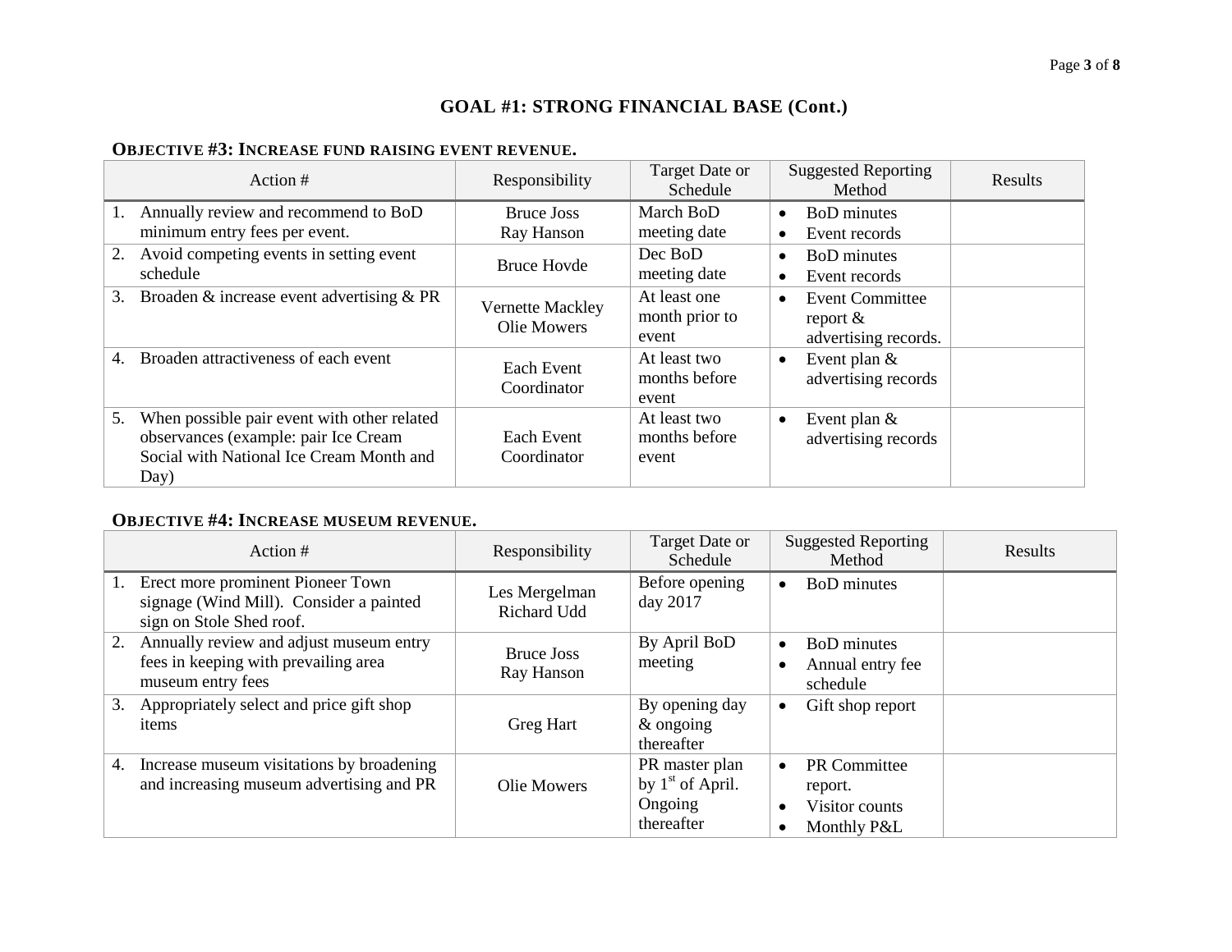## GOAL #1: STRONG FINANCIAL BASE (Cont.)

**OBJECTIVE #3: INCREASE FUND RAISING EVENT REVENUE.**

| Action # | Responsibility | Target Date or Schedule | Suggested Reporting Method | Results |
|---|---|---|---|---|
| 1. Annually review and recommend to BoD minimum entry fees per event. | Bruce Joss<br>Ray Hanson | March BoD meeting date | • BoD minutes<br>• Event records | |
| 2. Avoid competing events in setting event schedule | Bruce Hovde | Dec BoD meeting date | • BoD minutes<br>• Event records | |
| 3. Broaden & increase event advertising & PR | Vernette Mackley<br>Olie Mowers | At least one month prior to event | • Event Committee report & advertising records. | |
| 4. Broaden attractiveness of each event | Each Event Coordinator | At least two months before event | • Event plan & advertising records | |
| 5. When possible pair event with other related observances (example: pair Ice Cream Social with National Ice Cream Month and Day) | Each Event Coordinator | At least two months before event | • Event plan & advertising records | |

**OBJECTIVE #4: INCREASE MUSEUM REVENUE.**

| Action # | Responsibility | Target Date or Schedule | Suggested Reporting Method | Results |
|---|---|---|---|---|
| 1. Erect more prominent Pioneer Town signage (Wind Mill). Consider a painted sign on Stole Shed roof. | Les Mergelman<br>Richard Udd | Before opening day 2017 | • BoD minutes | |
| 2. Annually review and adjust museum entry fees in keeping with prevailing area museum entry fees | Bruce Joss<br>Ray Hanson | By April BoD meeting | • BoD minutes<br>• Annual entry fee schedule | |
| 3. Appropriately select and price gift shop items | Greg Hart | By opening day & ongoing thereafter | • Gift shop report | |
| 4. Increase museum visitations by broadening and increasing museum advertising and PR | Olie Mowers | PR master plan by 1st of April. Ongoing thereafter | • PR Committee report.<br>• Visitor counts<br>• Monthly P&L | |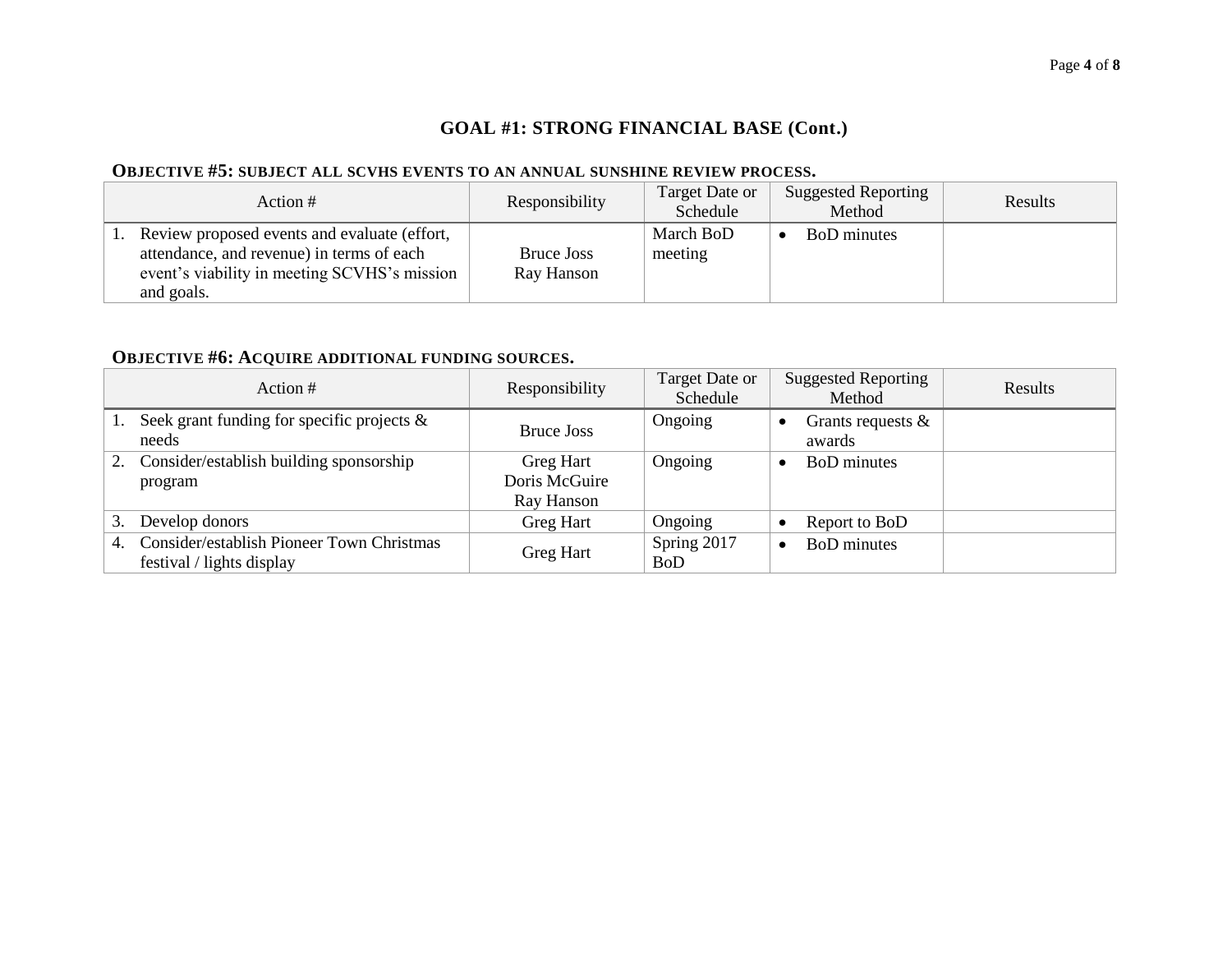## GOAL #1: STRONG FINANCIAL BASE (Cont.)

**OBJECTIVE #5: SUBJECT ALL SCVHS EVENTS TO AN ANNUAL SUNSHINE REVIEW PROCESS.**

| Action # | Responsibility | Target Date or Schedule | Suggested Reporting Method | Results |
|---|---|---|---|---|
| 1. Review proposed events and evaluate (effort, attendance, and revenue) in terms of each event's viability in meeting SCVHS's mission and goals. | Bruce Joss<br>Ray Hanson | March BoD meeting | • BoD minutes | |

**OBJECTIVE #6: ACQUIRE ADDITIONAL FUNDING SOURCES.**

| Action # | Responsibility | Target Date or Schedule | Suggested Reporting Method | Results |
|---|---|---|---|---|
| 1. Seek grant funding for specific projects & needs | Bruce Joss | Ongoing | • Grants requests & awards | |
| 2. Consider/establish building sponsorship program | Greg Hart<br>Doris McGuire<br>Ray Hanson | Ongoing | • BoD minutes | |
| 3. Develop donors | Greg Hart | Ongoing | • Report to BoD | |
| 4. Consider/establish Pioneer Town Christmas festival / lights display | Greg Hart | Spring 2017 BoD | • BoD minutes | |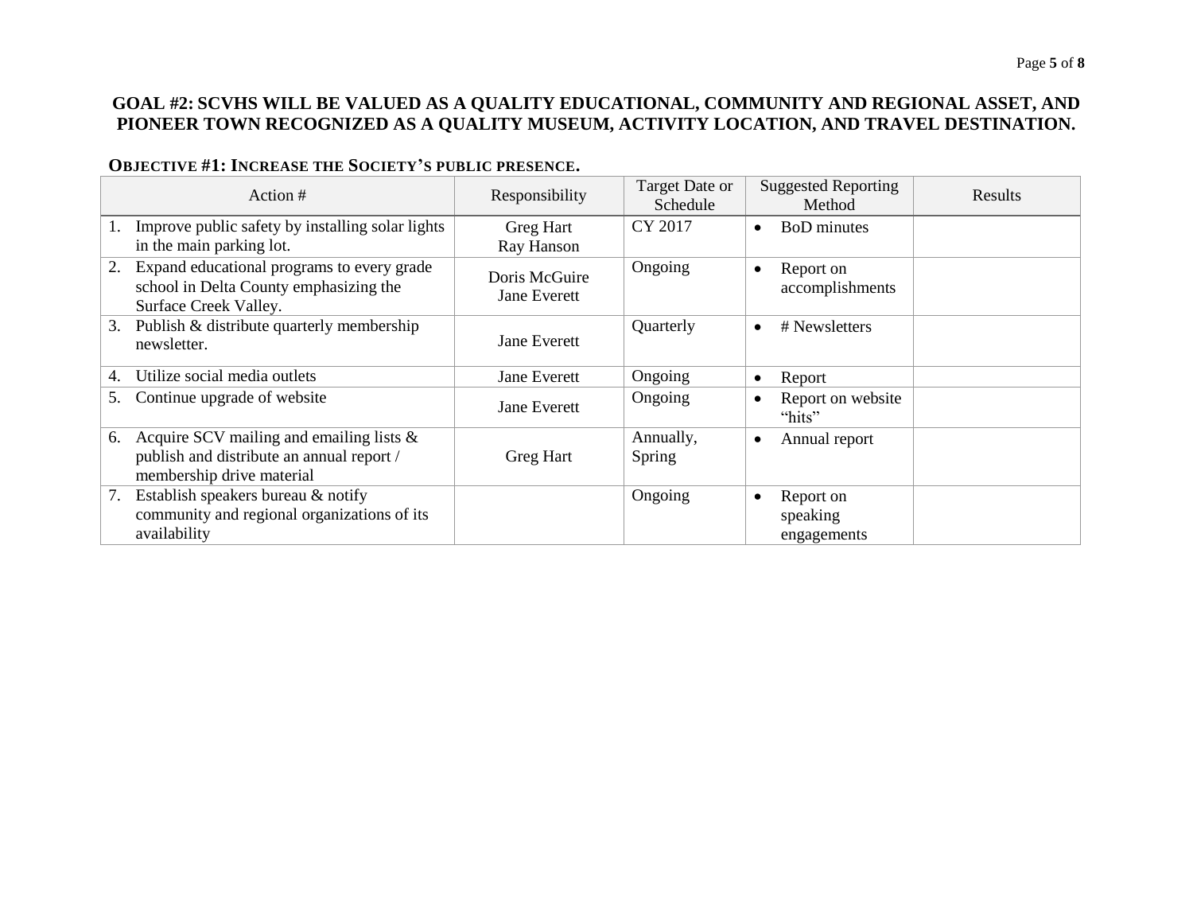## GOAL #2: SCVHS WILL BE VALUED AS A QUALITY EDUCATIONAL, COMMUNITY AND REGIONAL ASSET, AND PIONEER TOWN RECOGNIZED AS A QUALITY MUSEUM, ACTIVITY LOCATION, AND TRAVEL DESTINATION.

### OBJECTIVE #1: INCREASE THE SOCIETY'S PUBLIC PRESENCE.

| Action # | Responsibility | Target Date or Schedule | Suggested Reporting Method | Results |
|---|---|---|---|---|
| 1. Improve public safety by installing solar lights in the main parking lot. | Greg Hart<br>Ray Hanson | CY 2017 | • BoD minutes | |
| 2. Expand educational programs to every grade school in Delta County emphasizing the Surface Creek Valley. | Doris McGuire<br>Jane Everett | Ongoing | • Report on accomplishments | |
| 3. Publish & distribute quarterly membership newsletter. | Jane Everett | Quarterly | • # Newsletters | |
| 4. Utilize social media outlets | Jane Everett | Ongoing | • Report | |
| 5. Continue upgrade of website | Jane Everett | Ongoing | • Report on website "hits" | |
| 6. Acquire SCV mailing and emailing lists & publish and distribute an annual report / membership drive material | Greg Hart | Annually, Spring | • Annual report | |
| 7. Establish speakers bureau & notify community and regional organizations of its availability | | Ongoing | • Report on speaking engagements | |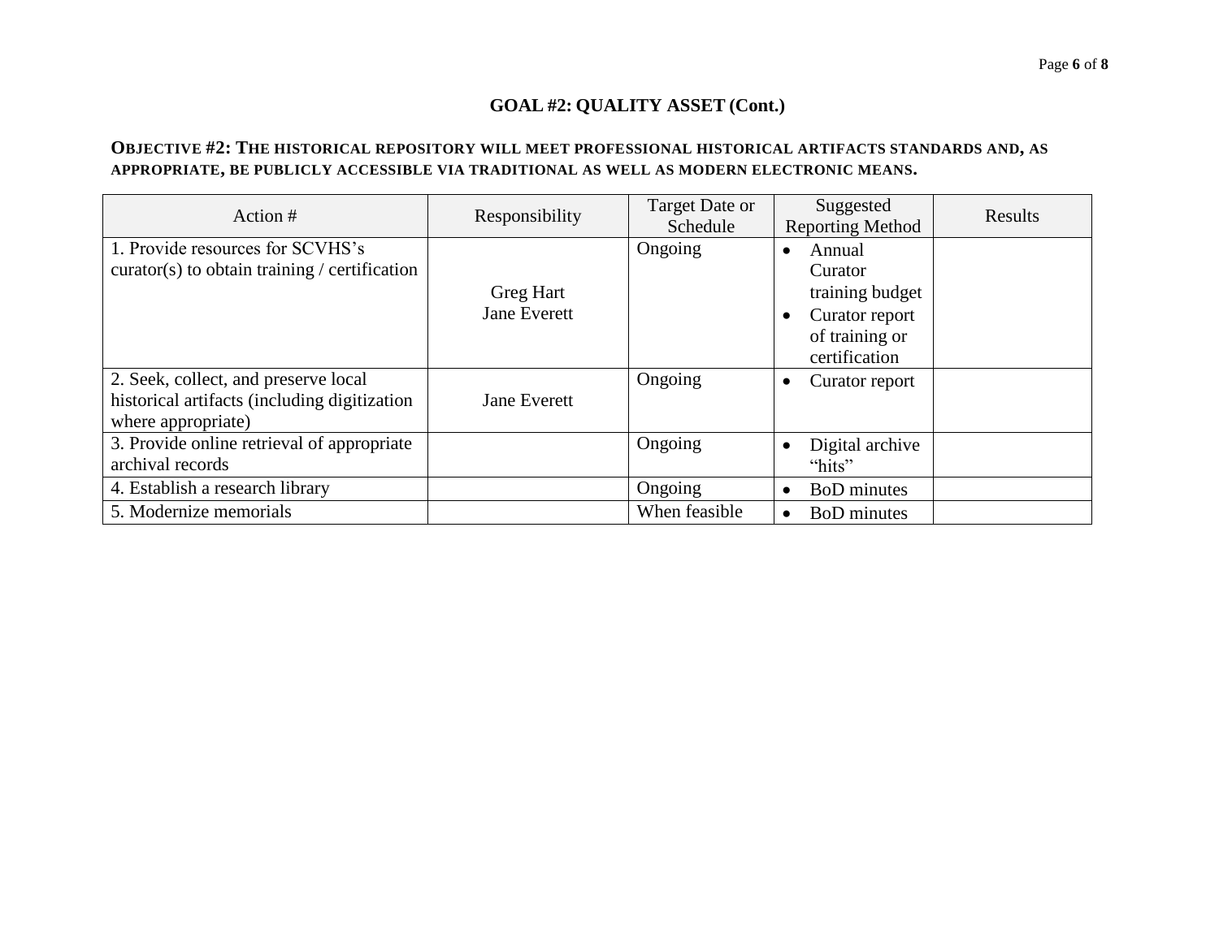## GOAL #2: QUALITY ASSET (Cont.)

### OBJECTIVE #2: THE HISTORICAL REPOSITORY WILL MEET PROFESSIONAL HISTORICAL ARTIFACTS STANDARDS AND, AS APPROPRIATE, BE PUBLICLY ACCESSIBLE VIA TRADITIONAL AS WELL AS MODERN ELECTRONIC MEANS.

| Action # | Responsibility | Target Date or Schedule | Suggested Reporting Method | Results |
|---|---|---|---|---|
| 1. Provide resources for SCVHS's curator(s) to obtain training / certification | Greg Hart<br>Jane Everett | Ongoing | • Annual Curator training budget<br>• Curator report of training or certification | |
| 2. Seek, collect, and preserve local historical artifacts (including digitization where appropriate) | Jane Everett | Ongoing | • Curator report | |
| 3. Provide online retrieval of appropriate archival records | | Ongoing | • Digital archive "hits" | |
| 4. Establish a research library | | Ongoing | • BoD minutes | |
| 5. Modernize memorials | | When feasible | • BoD minutes | |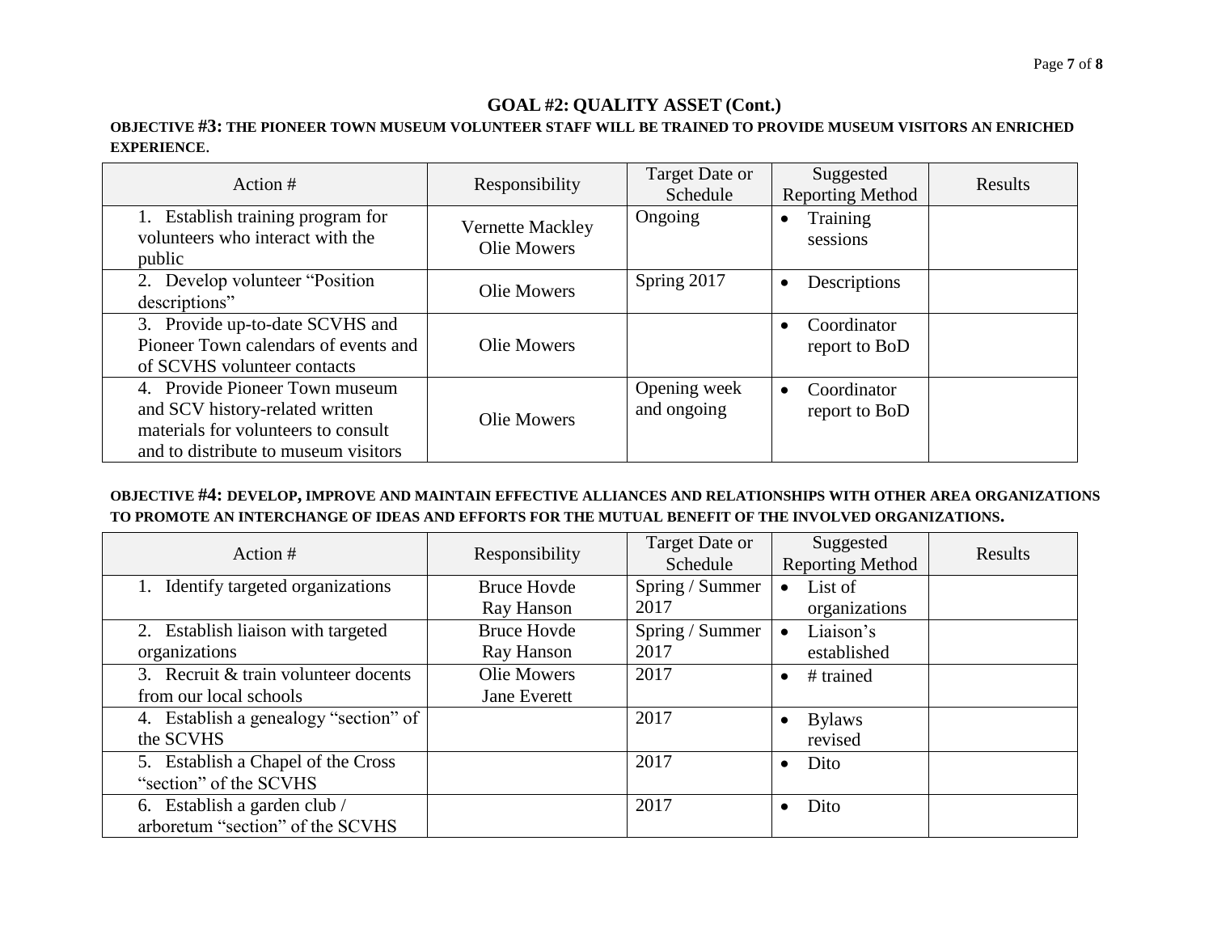## GOAL #2: QUALITY ASSET (Cont.)

**OBJECTIVE #3: THE PIONEER TOWN MUSEUM VOLUNTEER STAFF WILL BE TRAINED TO PROVIDE MUSEUM VISITORS AN ENRICHED EXPERIENCE.**

| Action # | Responsibility | Target Date or Schedule | Suggested Reporting Method | Results |
|---|---|---|---|---|
| 1. Establish training program for volunteers who interact with the public | Vernette Mackley<br>Olie Mowers | Ongoing | • Training sessions | |
| 2. Develop volunteer "Position descriptions" | Olie Mowers | Spring 2017 | • Descriptions | |
| 3. Provide up-to-date SCVHS and Pioneer Town calendars of events and of SCVHS volunteer contacts | Olie Mowers | | • Coordinator report to BoD | |
| 4. Provide Pioneer Town museum and SCV history-related written materials for volunteers to consult and to distribute to museum visitors | Olie Mowers | Opening week and ongoing | • Coordinator report to BoD | |

**OBJECTIVE #4: DEVELOP, IMPROVE AND MAINTAIN EFFECTIVE ALLIANCES AND RELATIONSHIPS WITH OTHER AREA ORGANIZATIONS TO PROMOTE AN INTERCHANGE OF IDEAS AND EFFORTS FOR THE MUTUAL BENEFIT OF THE INVOLVED ORGANIZATIONS.**

| Action # | Responsibility | Target Date or Schedule | Suggested Reporting Method | Results |
|---|---|---|---|---|
| 1. Identify targeted organizations | Bruce Hovde<br>Ray Hanson | Spring / Summer 2017 | • List of organizations | |
| 2. Establish liaison with targeted organizations | Bruce Hovde<br>Ray Hanson | Spring / Summer 2017 | • Liaison's established | |
| 3. Recruit & train volunteer docents from our local schools | Olie Mowers<br>Jane Everett | 2017 | • # trained | |
| 4. Establish a genealogy "section" of the SCVHS | | 2017 | • Bylaws revised | |
| 5. Establish a Chapel of the Cross "section" of the SCVHS | | 2017 | • Dito | |
| 6. Establish a garden club / arboretum "section" of the SCVHS | | 2017 | • Dito | |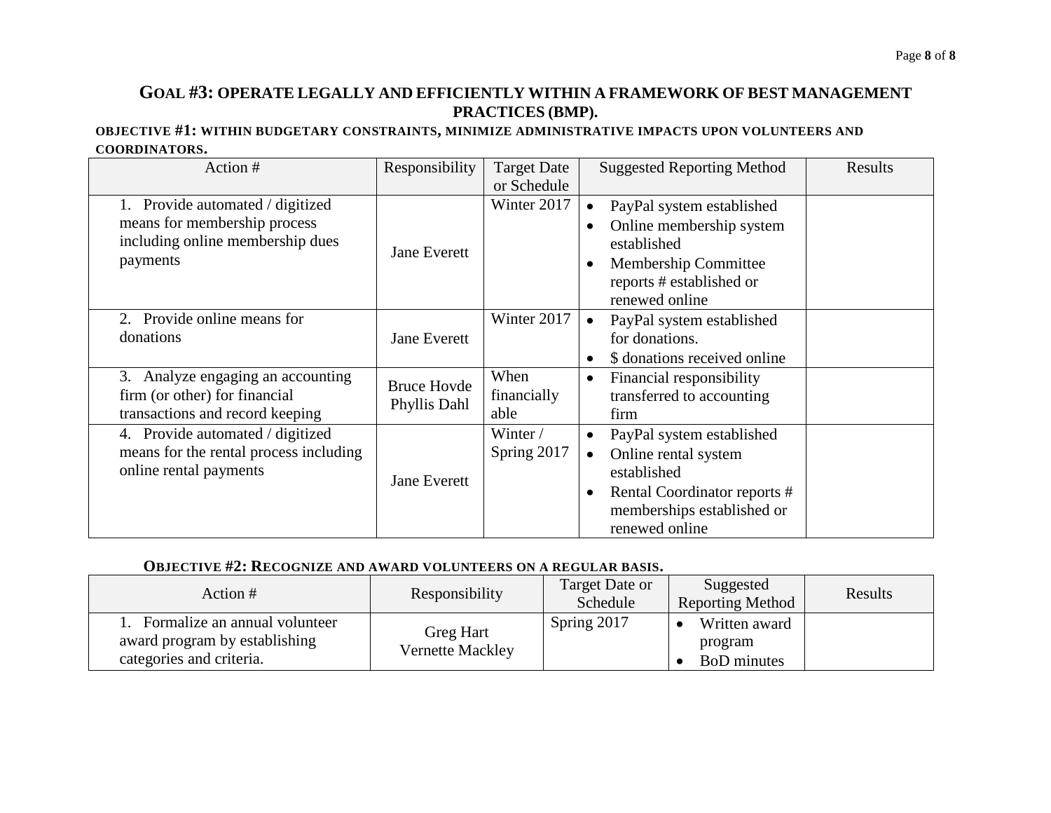## Goal #3: Operate legally and efficiently within a framework of best management practices (BMP).

### Objective #1: Within budgetary constraints, minimize administrative impacts upon volunteers and coordinators.

| Action # | Responsibility | Target Date or Schedule | Suggested Reporting Method | Results |
|---|---|---|---|---|
| 1. Provide automated / digitized means for membership process including online membership dues payments | Jane Everett | Winter 2017 | • PayPal system established<br>• Online membership system established<br>• Membership Committee reports # established or renewed online | |
| 2. Provide online means for donations | Jane Everett | Winter 2017 | • PayPal system established for donations.<br>• $ donations received online | |
| 3. Analyze engaging an accounting firm (or other) for financial transactions and record keeping | Bruce Hovde<br>Phyllis Dahl | When financially able | • Financial responsibility transferred to accounting firm | |
| 4. Provide automated / digitized means for the rental process including online rental payments | Jane Everett | Winter / Spring 2017 | • PayPal system established<br>• Online rental system established<br>• Rental Coordinator reports # memberships established or renewed online | |

### Objective #2: Recognize and award volunteers on a regular basis.

| Action # | Responsibility | Target Date or Schedule | Suggested Reporting Method | Results |
|---|---|---|---|---|
| 1. Formalize an annual volunteer award program by establishing categories and criteria. | Greg Hart<br>Vernette Mackley | Spring 2017 | • Written award program<br>• BoD minutes | |